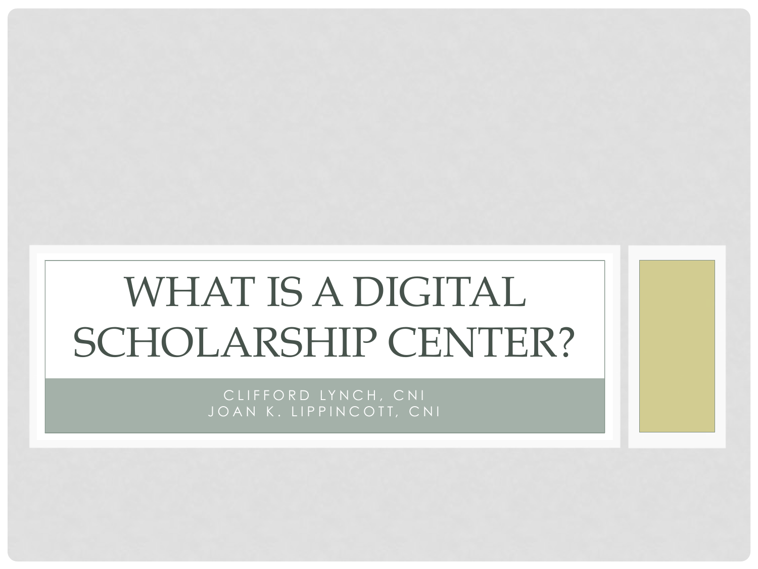# WHAT IS A DIGITAL SCHOLARSHIP CENTER?

CLIFFORD LYNCH, CNI
JOAN K. LIPPINCOTT, CNI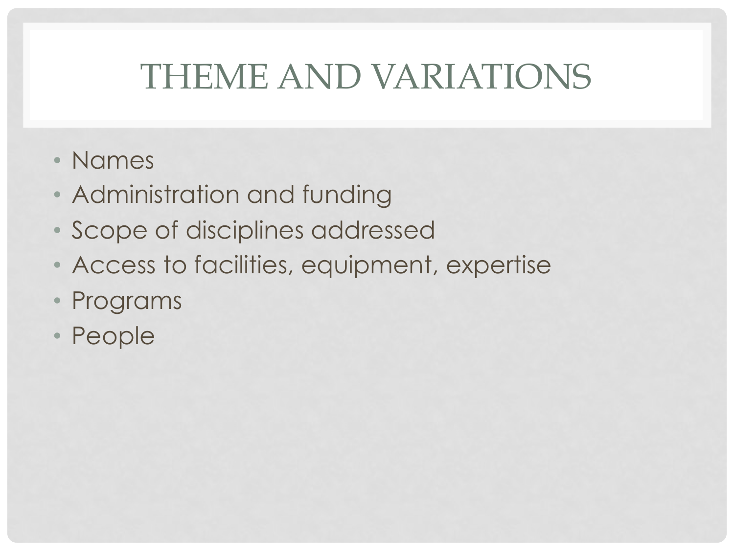# THEME AND VARIATIONS

- Names
- Administration and funding
- Scope of disciplines addressed
- Access to facilities, equipment, expertise
- Programs
- People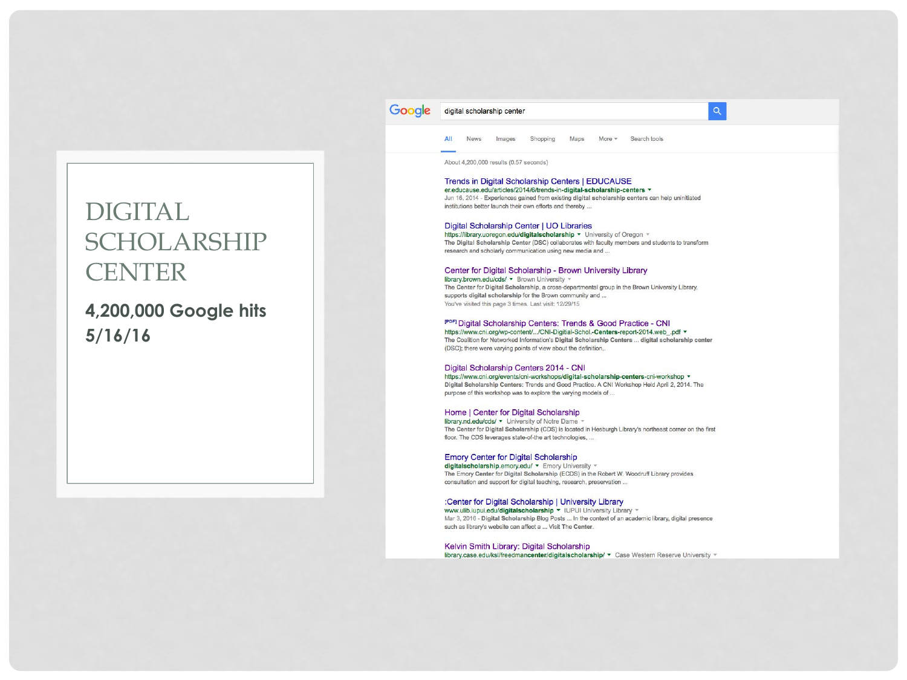# DIGITAL SCHOLARSHIP CENTER

**4,200,000 Google hits**
**5/16/16**

Google: digital scholarship center

All | News | Images | Shopping | Maps | More | Search tools

About 4,200,000 results (0.57 seconds)

**Trends in Digital Scholarship Centers | EDUCAUSE**
er.educause.edu/articles/2014/6/trends-in-digital-scholarship-centers
Jun 16, 2014 - Experiences gained from existing digital scholarship centers can help uninitiated institutions better launch their own efforts and thereby ...

**Digital Scholarship Center | UO Libraries**
https://library.uoregon.edu/digitalscholarship · University of Oregon
The Digital Scholarship Center (DSC) collaborates with faculty members and students to transform research and scholarly communication using new media and ...

**Center for Digital Scholarship - Brown University Library**
library.brown.edu/cds/ · Brown University
The Center for Digital Scholarship, a cross-departmental group in the Brown University Library, supports digital scholarship for the Brown community and ...
You've visited this page 3 times. Last visit: 12/29/15

**[PDF] Digital Scholarship Centers: Trends & Good Practice - CNI**
https://www.cni.org/wp-content/.../CNI-Digitial-Schol.-Centers-report-2014.web_.pdf
The Coalition for Networked Information's Digital Scholarship Centers ... digital scholarship center (DSC); there were varying points of view about the definition,.

**Digital Scholarship Centers 2014 - CNI**
https://www.cni.org/events/cni-workshops/digital-scholarship-centers-cni-workshop
Digital Scholarship Centers: Trends and Good Practice. A CNI Workshop Held April 2, 2014. The purpose of this workshop was to explore the varying models of ...

**Home | Center for Digital Scholarship**
library.nd.edu/cds/ · University of Notre Dame
The Center for Digital Scholarship (CDS) is located in Hesburgh Library's northeast corner on the first floor. The CDS leverages state-of-the art technologies, ...

**Emory Center for Digital Scholarship**
digitalscholarship.emory.edu/ · Emory University
The Emory Center for Digital Scholarship (ECDS) in the Robert W. Woodruff Library provides consultation and support for digital teaching, research, preservation ...

**:Center for Digital Scholarship | University Library**
www.ulib.iupui.edu/digitalscholarship · IUPUI University Library
Mar 3, 2016 - Digital Scholarship Blog Posts ... In the context of an academic library, digital presence such as library's website can affect a ... Visit The Center.

**Kelvin Smith Library: Digital Scholarship**
library.case.edu/ksl/freedmancenter/digitalscholarship/ · Case Western Reserve University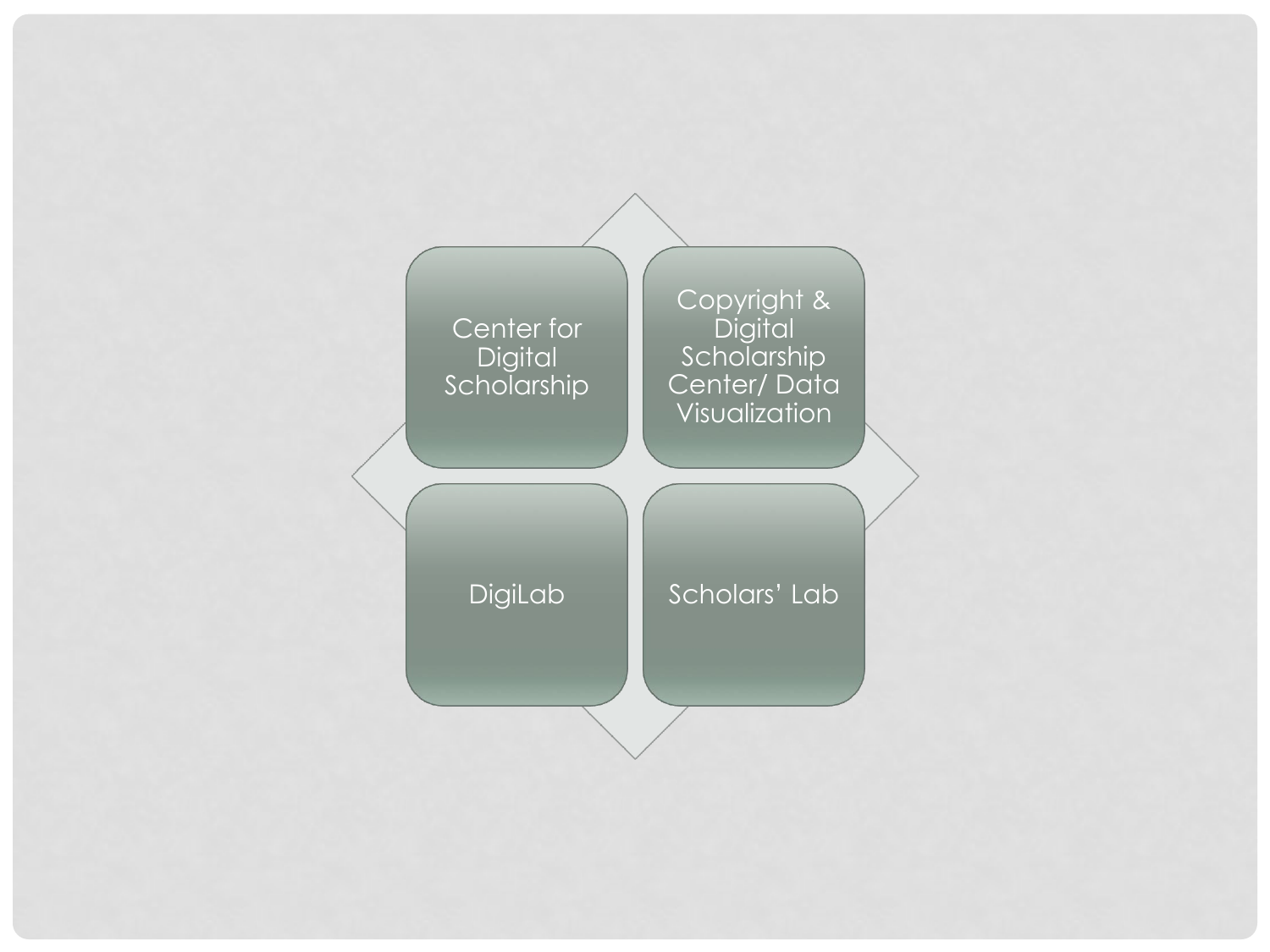- Center for Digital Scholarship
- Copyright & Digital Scholarship Center/ Data Visualization
- DigiLab
- Scholars’ Lab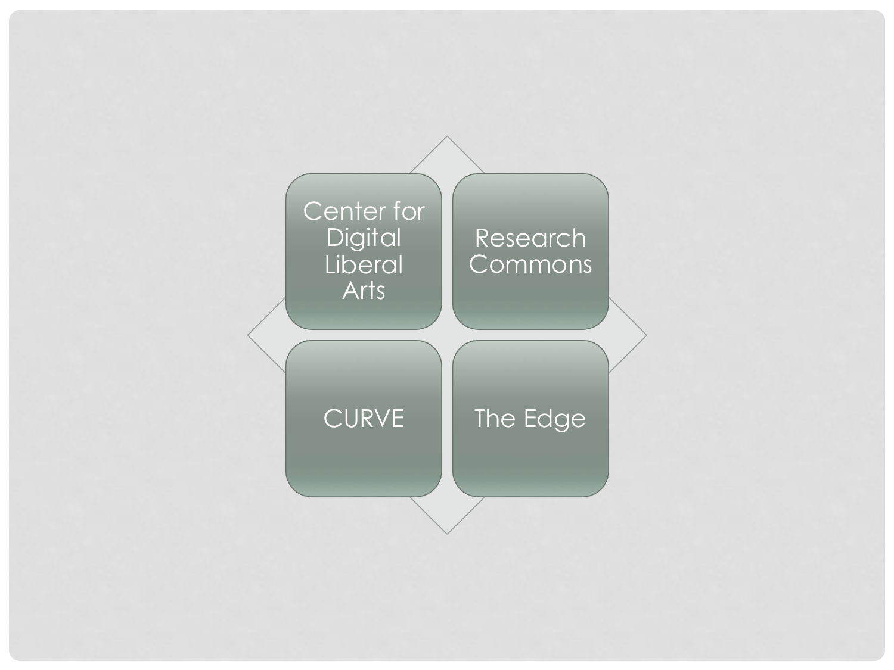Center for Digital Liberal Arts

Research Commons

CURVE

The Edge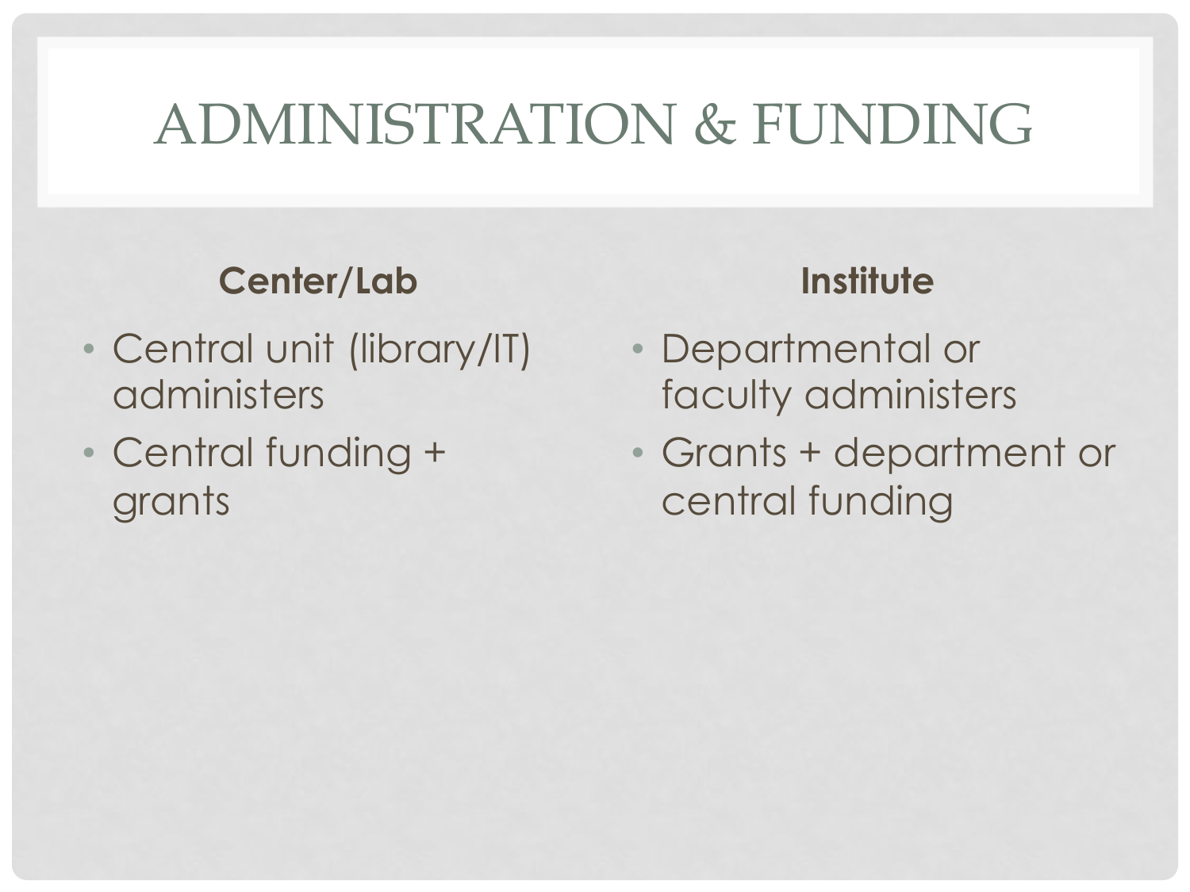# ADMINISTRATION & FUNDING

**Center/Lab**

- Central unit (library/IT) administers
- Central funding + grants

**Institute**

- Departmental or faculty administers
- Grants + department or central funding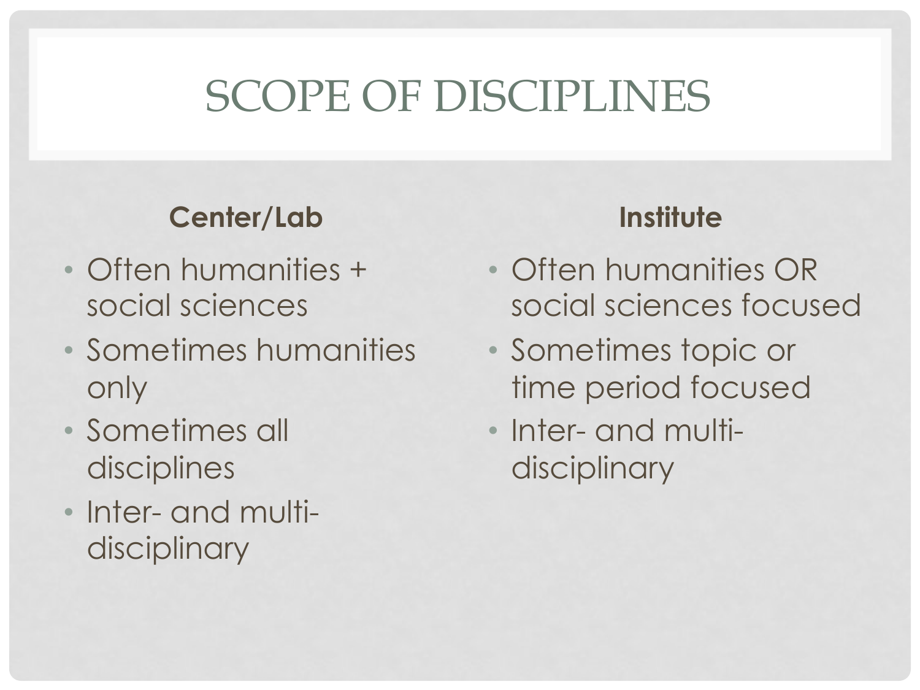# SCOPE OF DISCIPLINES

**Center/Lab**

- Often humanities + social sciences
- Sometimes humanities only
- Sometimes all disciplines
- Inter- and multi-disciplinary

**Institute**

- Often humanities OR social sciences focused
- Sometimes topic or time period focused
- Inter- and multi-disciplinary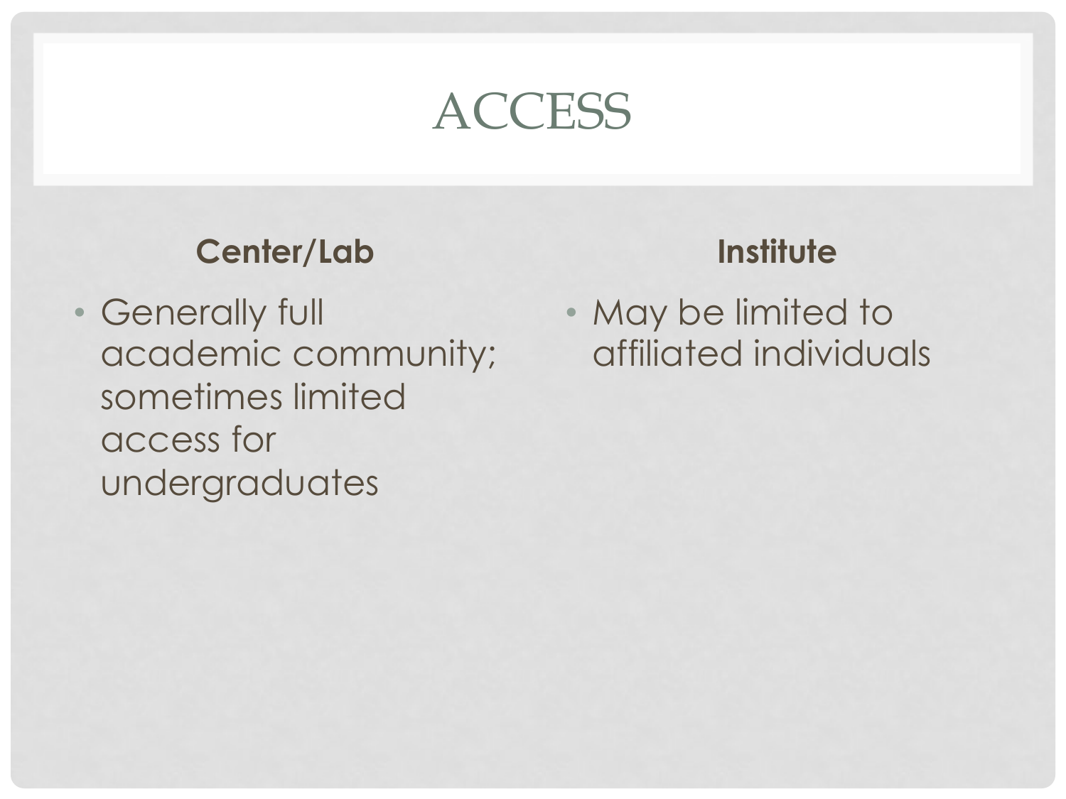# ACCESS

**Center/Lab**

- Generally full academic community; sometimes limited access for undergraduates

**Institute**

- May be limited to affiliated individuals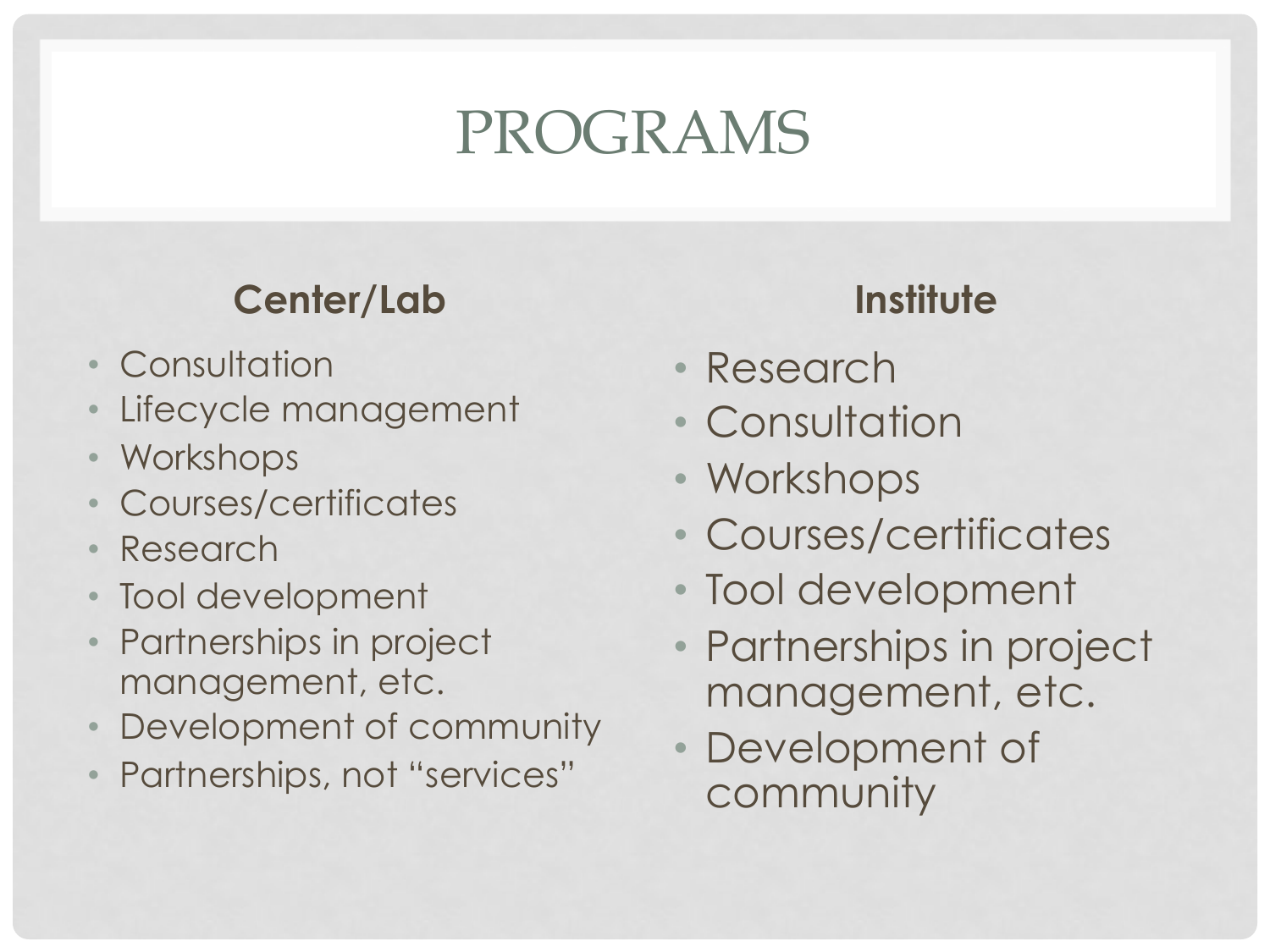# PROGRAMS

**Center/Lab**

- Consultation
- Lifecycle management
- Workshops
- Courses/certificates
- Research
- Tool development
- Partnerships in project management, etc.
- Development of community
- Partnerships, not "services"

**Institute**

- Research
- Consultation
- Workshops
- Courses/certificates
- Tool development
- Partnerships in project management, etc.
- Development of community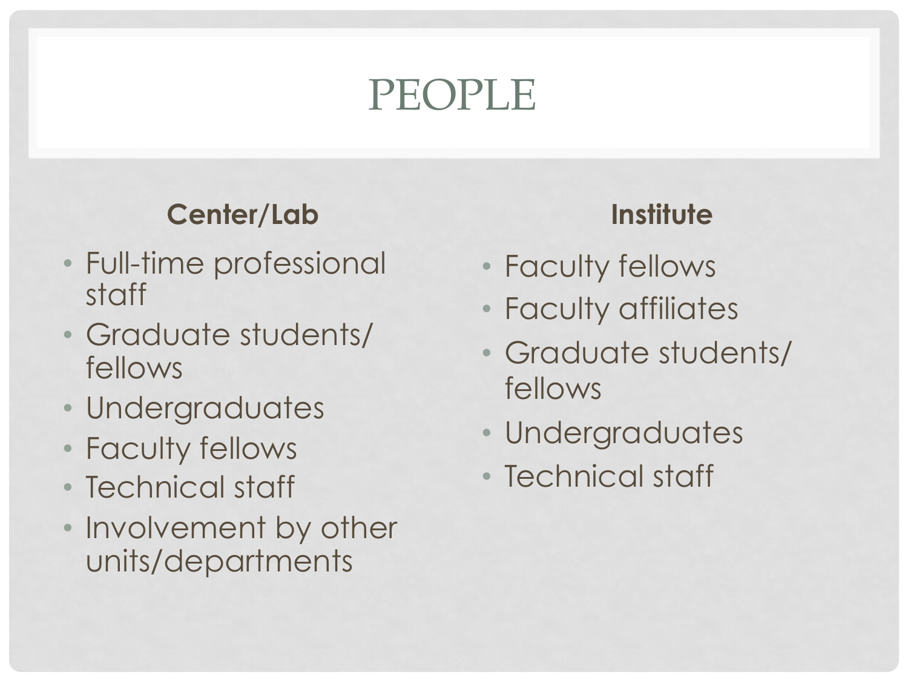# PEOPLE

**Center/Lab**

- Full-time professional staff
- Graduate students/ fellows
- Undergraduates
- Faculty fellows
- Technical staff
- Involvement by other units/departments

**Institute**

- Faculty fellows
- Faculty affiliates
- Graduate students/ fellows
- Undergraduates
- Technical staff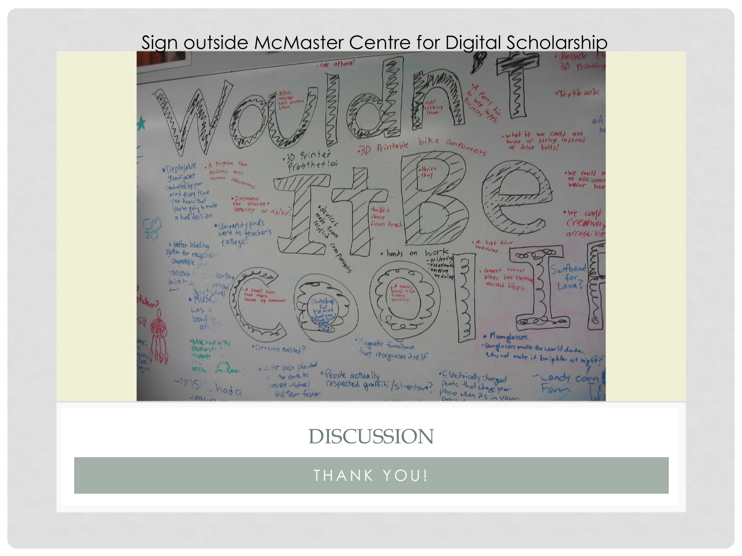Sign outside McMaster Centre for Digital Scholarship

# DISCUSSION

THANK YOU!